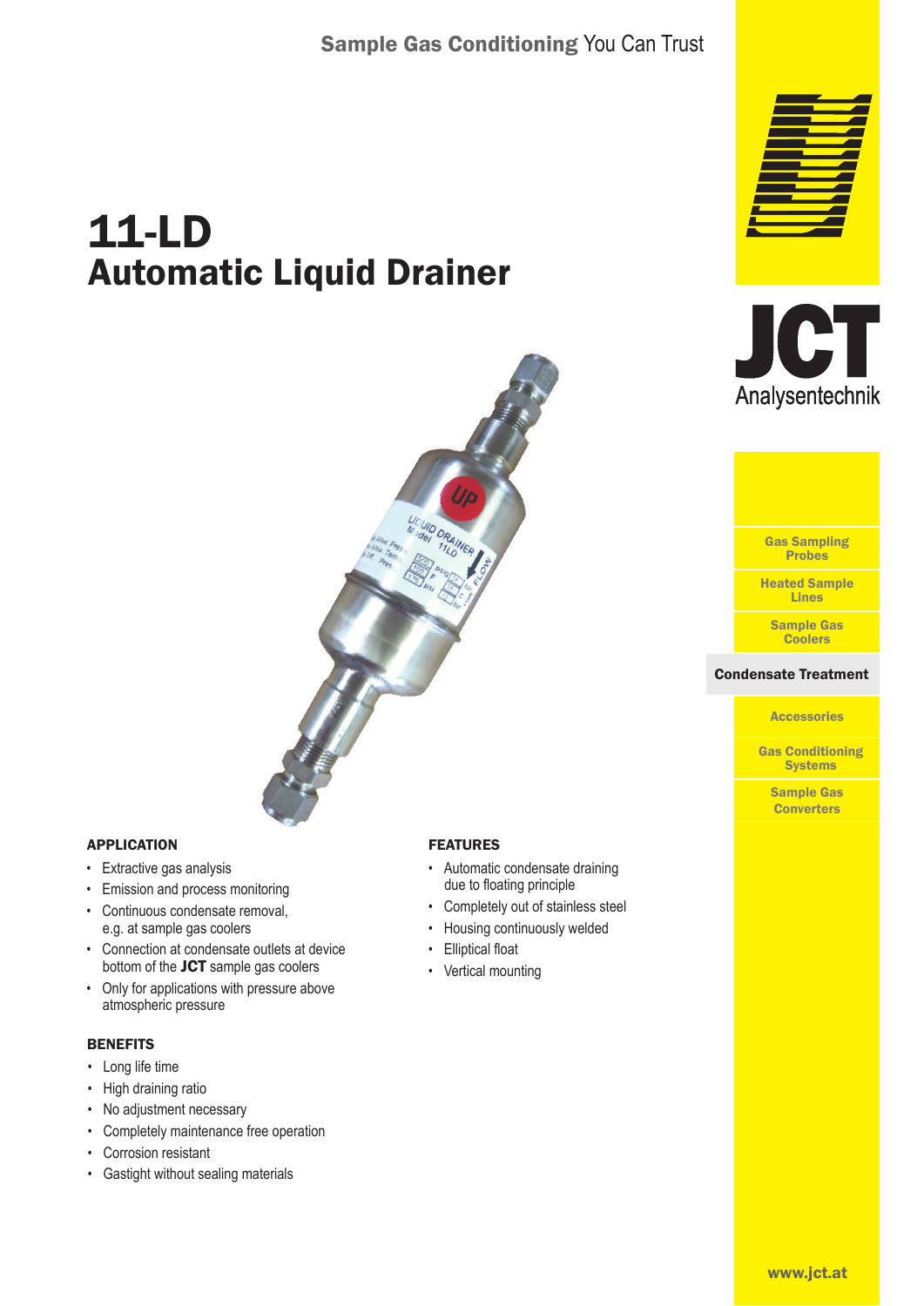Sample Gas Conditioning You Can Trust

# 11-LD
# Automatic Liquid Drainer

JCT Analysentechnik

- Gas Sampling Probes
- Heated Sample Lines
- Sample Gas Coolers
- **Condensate Treatment**
- Accessories
- Gas Conditioning Systems
- Sample Gas Converters

### APPLICATION

- Extractive gas analysis
- Emission and process monitoring
- Continuous condensate removal, e.g. at sample gas coolers
- Connection at condensate outlets at device bottom of the **JCT** sample gas coolers
- Only for applications with pressure above atmospheric pressure

### FEATURES

- Automatic condensate draining due to floating principle
- Completely out of stainless steel
- Housing continuously welded
- Elliptical float
- Vertical mounting

### BENEFITS

- Long life time
- High draining ratio
- No adjustment necessary
- Completely maintenance free operation
- Corrosion resistant
- Gastight without sealing materials

www.jct.at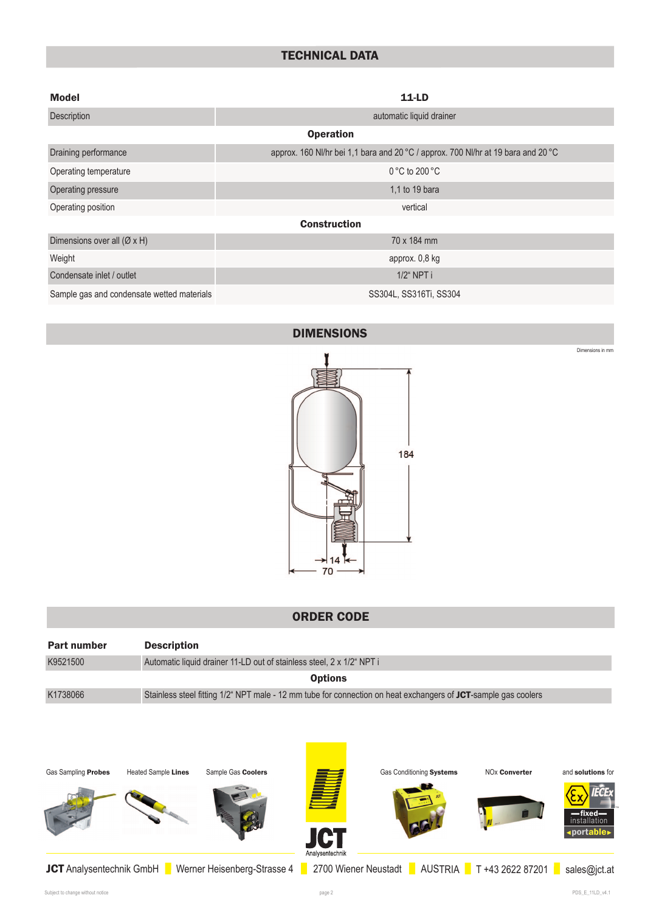## TECHNICAL DATA

| Model | 11-LD |
|---|---|
| Description | automatic liquid drainer |
| **Operation** | |
| Draining performance | approx. 160 Nl/hr bei 1,1 bara and 20 °C / approx. 700 Nl/hr at 19 bara and 20 °C |
| Operating temperature | 0 °C to 200 °C |
| Operating pressure | 1,1 to 19 bara |
| Operating position | vertical |
| **Construction** | |
| Dimensions over all (Ø x H) | 70 x 184 mm |
| Weight | approx. 0,8 kg |
| Condensate inlet / outlet | 1/2" NPT i |
| Sample gas and condensate wetted materials | SS304L, SS316Ti, SS304 |

## DIMENSIONS

Dimensions in mm

184

14

70

## ORDER CODE

| Part number | Description |
|---|---|
| K9521500 | Automatic liquid drainer 11-LD out of stainless steel, 2 x 1/2" NPT i |
| **Options** | |
| K1738066 | Stainless steel fitting 1/2" NPT male - 12 mm tube for connection on heat exchangers of **JCT**-sample gas coolers |

Gas Sampling **Probes** | Heated Sample **Lines** | Sample Gas **Coolers** | Gas Conditioning **Systems** | NOx **Converter** | and **solutions** for

**JCT** Analysentechnik GmbH | Werner Heisenberg-Strasse 4 | 2700 Wiener Neustadt | AUSTRIA | T +43 2622 87201 | sales@jct.at

Subject to change without notice

PDS_E_11LD_v4.1